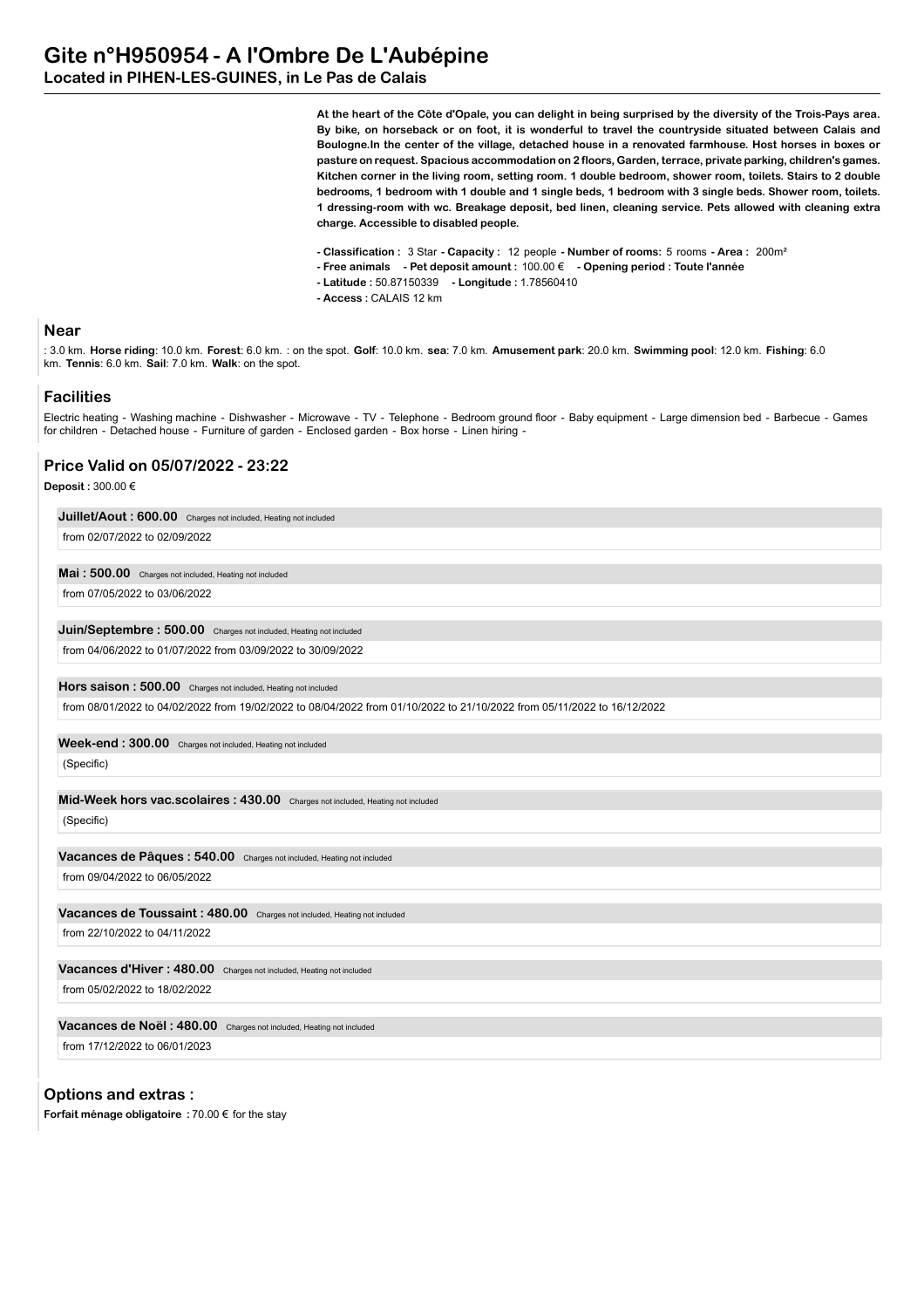# Gite n°H950954 - A l'Ombre De L'Aubépine

## Located in PIHEN-LES-GUINES, in Le Pas de Calais

**At the heart of the Côte d'Opale, you can delight in being surprised by the diversity of the Trois-Pays area. By bike, on horseback or on foot, it is wonderful to travel the countryside situated between Calais and Boulogne.In the center of the village, detached house in a renovated farmhouse. Host horses in boxes or pasture on request. Spacious accommodation on 2 floors, Garden, terrace, private parking, children's games. Kitchen corner in the living room, setting room. 1 double bedroom, shower room, toilets. Stairs to 2 double bedrooms, 1 bedroom with 1 double and 1 single beds, 1 bedroom with 3 single beds. Shower room, toilets. 1 dressing-room with wc. Breakage deposit, bed linen, cleaning service. Pets allowed with cleaning extra charge. Accessible to disabled people.**

- **Classification :** 3 Star **- Capacity :** 12 people **- Number of rooms:** 5 rooms **- Area :** 200m²
- **Free animals - Pet deposit amount :** 100.00 € **- Opening period : Toute l'année**
- **Latitude :** 50.87150339 **- Longitude :** 1.78560410
- **Access :** CALAIS 12 km

## Near

: 3.0 km. **Horse riding**: 10.0 km. **Forest**: 6.0 km. : on the spot. **Golf**: 10.0 km. **sea**: 7.0 km. **Amusement park**: 20.0 km. **Swimming pool**: 12.0 km. **Fishing**: 6.0 km. **Tennis**: 6.0 km. **Sail**: 7.0 km. **Walk**: on the spot.

## Facilities

Electric heating - Washing machine - Dishwasher - Microwave - TV - Telephone - Bedroom ground floor - Baby equipment - Large dimension bed - Barbecue - Games for children - Detached house - Furniture of garden - Enclosed garden - Box horse - Linen hiring -

## Price Valid on 05/07/2022 - 23:22

**Deposit :** 300.00 €

**Juillet/Aout : 600.00** Charges not included, Heating not included

from 02/07/2022 to 02/09/2022

**Mai : 500.00** Charges not included, Heating not included

from 07/05/2022 to 03/06/2022

**Juin/Septembre : 500.00** Charges not included, Heating not included

from 04/06/2022 to 01/07/2022 from 03/09/2022 to 30/09/2022

**Hors saison : 500.00** Charges not included, Heating not included

from 08/01/2022 to 04/02/2022 from 19/02/2022 to 08/04/2022 from 01/10/2022 to 21/10/2022 from 05/11/2022 to 16/12/2022

**Week-end : 300.00** Charges not included, Heating not included

(Specific)

**Mid-Week hors vac.scolaires : 430.00** Charges not included, Heating not included

(Specific)

**Vacances de Pâques : 540.00** Charges not included, Heating not included

from 09/04/2022 to 06/05/2022

**Vacances de Toussaint : 480.00** Charges not included, Heating not included

from 22/10/2022 to 04/11/2022

**Vacances d'Hiver : 480.00** Charges not included, Heating not included

from 05/02/2022 to 18/02/2022

**Vacances de Noël : 480.00** Charges not included, Heating not included

from 17/12/2022 to 06/01/2023

## Options and extras :

**Forfait ménage obligatoire :** 70.00 € for the stay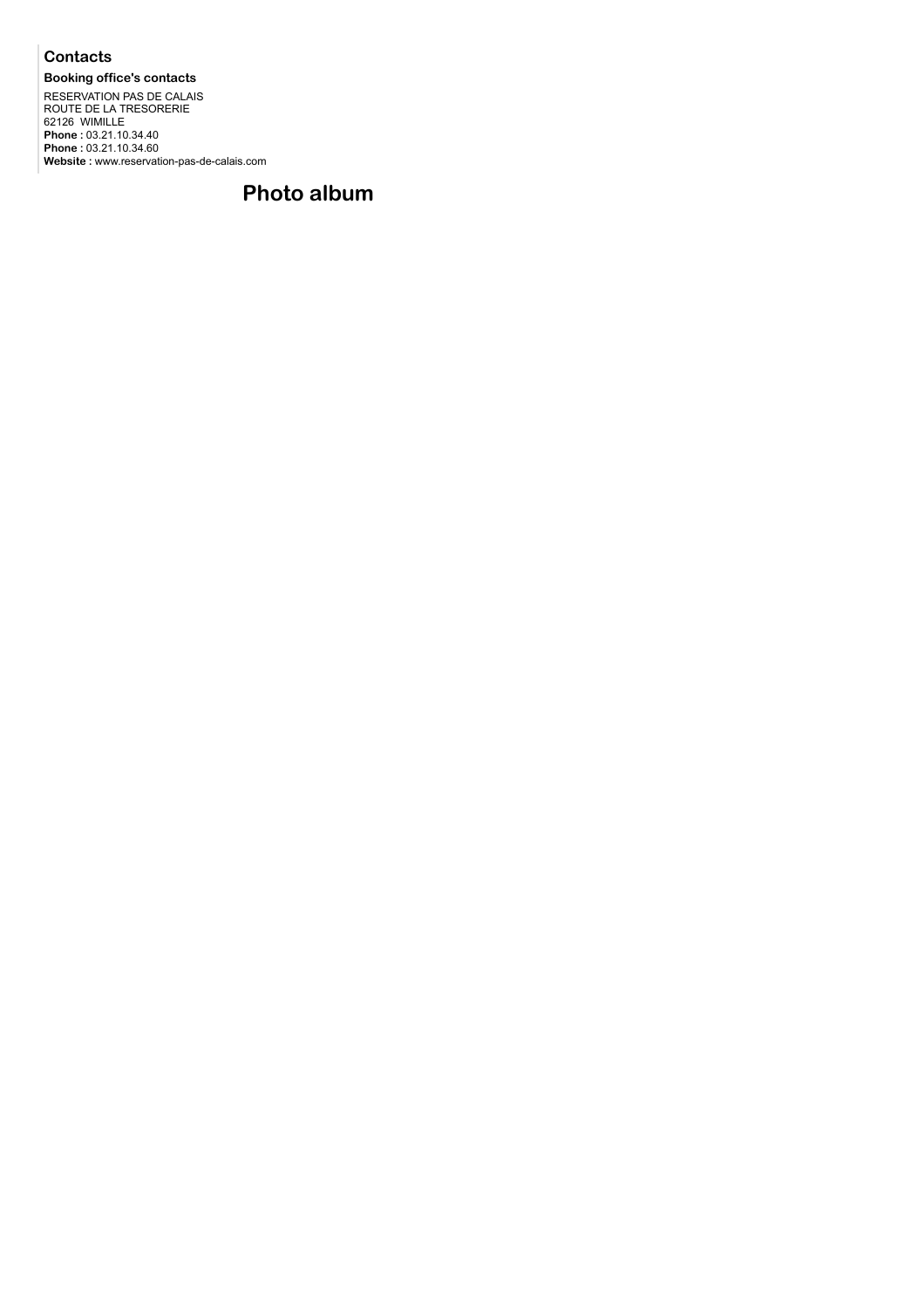## Contacts

### Booking office's contacts

RESERVATION PAS DE CALAIS
ROUTE DE LA TRESORERIE
62126 WIMILLE
**Phone :** 03.21.10.34.40
**Phone :** 03.21.10.34.60
**Website :** www.reservation-pas-de-calais.com

# Photo album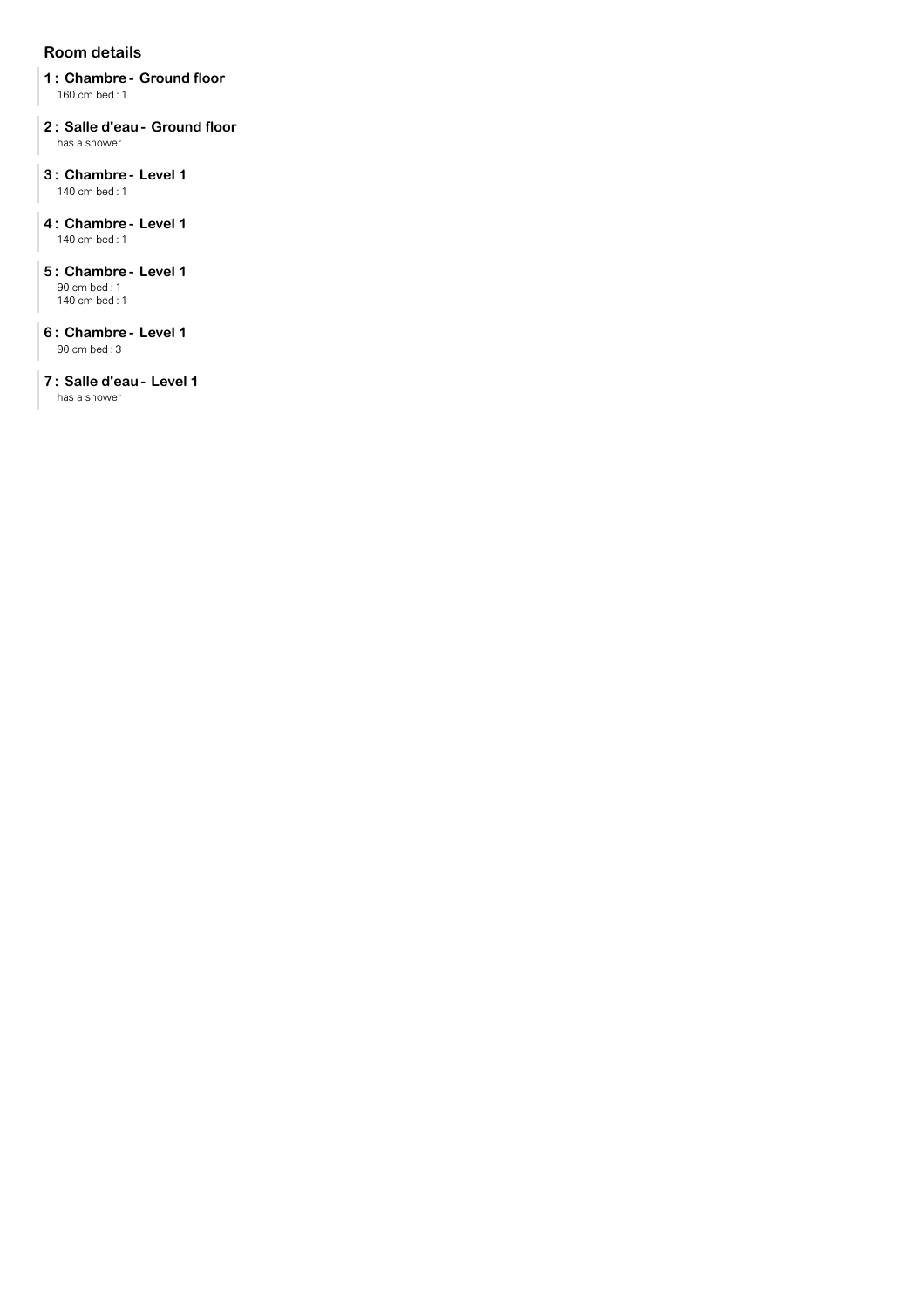## Room details

**1 : Chambre - Ground floor**
160 cm bed : 1

**2 : Salle d'eau - Ground floor**
has a shower

**3 : Chambre - Level 1**
140 cm bed : 1

**4 : Chambre - Level 1**
140 cm bed : 1

**5 : Chambre - Level 1**
90 cm bed : 1
140 cm bed : 1

**6 : Chambre - Level 1**
90 cm bed : 3

**7 : Salle d'eau - Level 1**
has a shower